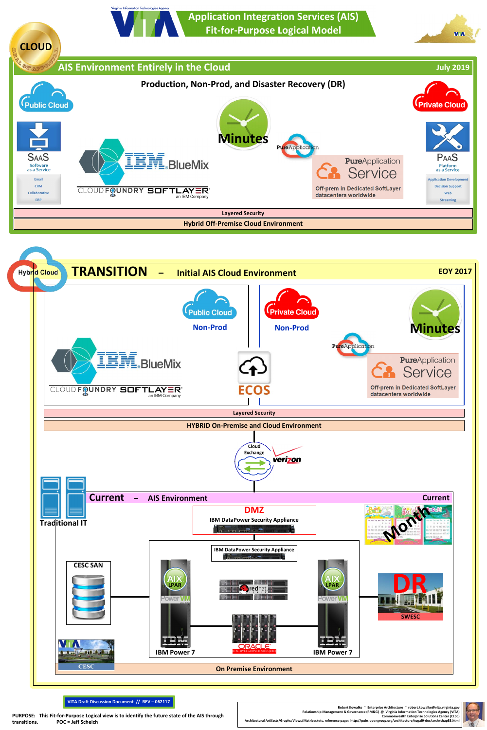Virginia Information Technologies Agency

# VITA Application Integration Services (AIS) Fit-for-Purpose Logical Model

CLOUD SEAL OF APPROVAL

## AIS Environment Entirely in the Cloud

July 2019

### Production, Non-Prod, and Disaster Recovery (DR)

Public Cloud

SAAS Software as a Service

- Email
- CRM
- Collaborative
- ERP

IBM BlueMix

CLOUD FOUNDRY SOFTLAYER an IBM Company

Minutes

PureApplication

PureApplication Service

Off-prem in Dedicated SoftLayer datacenters worldwide

Private Cloud

PAAS Platform as a Service

- Application Development
- Decision Support
- Web
- Streaming

Layered Security

Hybrid Off-Premise Cloud Environment

## Hybrid Cloud TRANSITION – Initial AIS Cloud Environment

EOY 2017

Public Cloud

Non-Prod

IBM BlueMix

CLOUD FOUNDRY SOFTLAYER an IBM Company

ECOS

Private Cloud

Non-Prod

Minutes

PureApplication

PureApplication Service

Off-prem in Dedicated SoftLayer datacenters worldwide

Layered Security

HYBRID On-Premise and Cloud Environment

Cloud Exchange

verizon

## Current – AIS Environment

Current

Traditional IT

Month

DMZ

IBM DataPower Security Appliance

IBM DataPower Security Appliance

CESC SAN

AIX LPAR PowerVM

IBM Power 7

redhat LINUX

ORACLE REAL APPLICATION CLUSTERS (RAC)

AIX LPAR PowerVM

IBM Power 7

DR

SWESC

VITA

CESC

On Premise Environment

VITA Draft Discussion Document // REV – 062117

PURPOSE: This Fit-for-Purpose Logical view is to identify the future state of the AIS through transitions. POC = Jeff Scheich

Robert Kowalke ~ Enterprise Architecture ~ robert.kowalke@vita.virginia.gov
Relationship Management & Governance (RM&G) @ Virginia Information Technologies Agency (VITA)
Commonwealth Enterprise Solutions Center (CESC)
Architectural Artifacts/Graphs/Views/Matrices/etc. reference page: http://pubs.opengroup.org/architecture/togaf9-doc/arch/chap35.html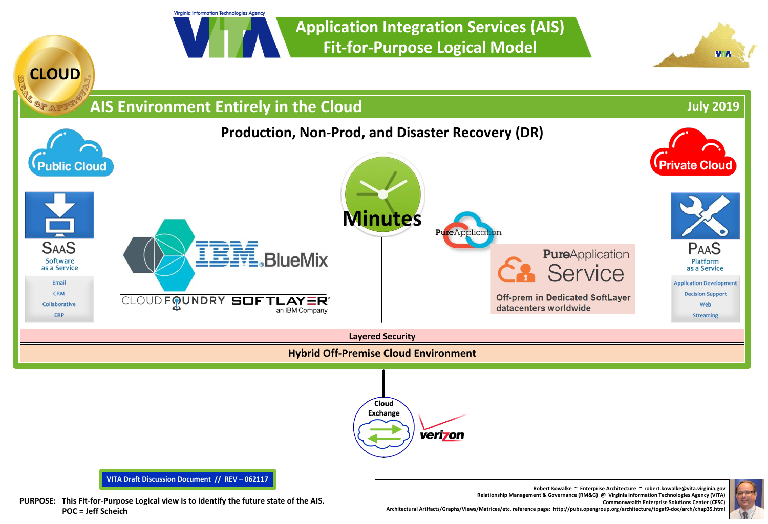Virginia Information Technologies Agency

# Application Integration Services (AIS) Fit-for-Purpose Logical Model

CLOUD SEAL OF APPROVAL

## AIS Environment Entirely in the Cloud

July 2019

### Production, Non-Prod, and Disaster Recovery (DR)

**Public Cloud**

SAAS
Software as a Service

- Email
- CRM
- Collaborative
- ERP

IBM BlueMix

CLOUD FOUNDRY SOFTLAYER an IBM Company

Minutes

PureApplication

PureApplication Service

Off-prem in Dedicated SoftLayer datacenters worldwide

**Private Cloud**

PAAS
Platform as a Service

- Application Development
- Decision Support
- Web
- Streaming

**Layered Security**

**Hybrid Off-Premise Cloud Environment**

Cloud Exchange

verizon

**VITA Draft Discussion Document // REV – 062117**

**PURPOSE: This Fit-for-Purpose Logical view is to identify the future state of the AIS.**
**POC = Jeff Scheich**

Robert Kowalke ~ Enterprise Architecture ~ robert.kowalke@vita.virginia.gov
Relationship Management & Governance (RM&G) @ Virginia Information Technologies Agency (VITA)
Commonwealth Enterprise Solutions Center (CESC)
Architectural Artifacts/Graphs/Views/Matrices/etc. reference page: http://pubs.opengroup.org/architecture/togaf9-doc/arch/chap35.html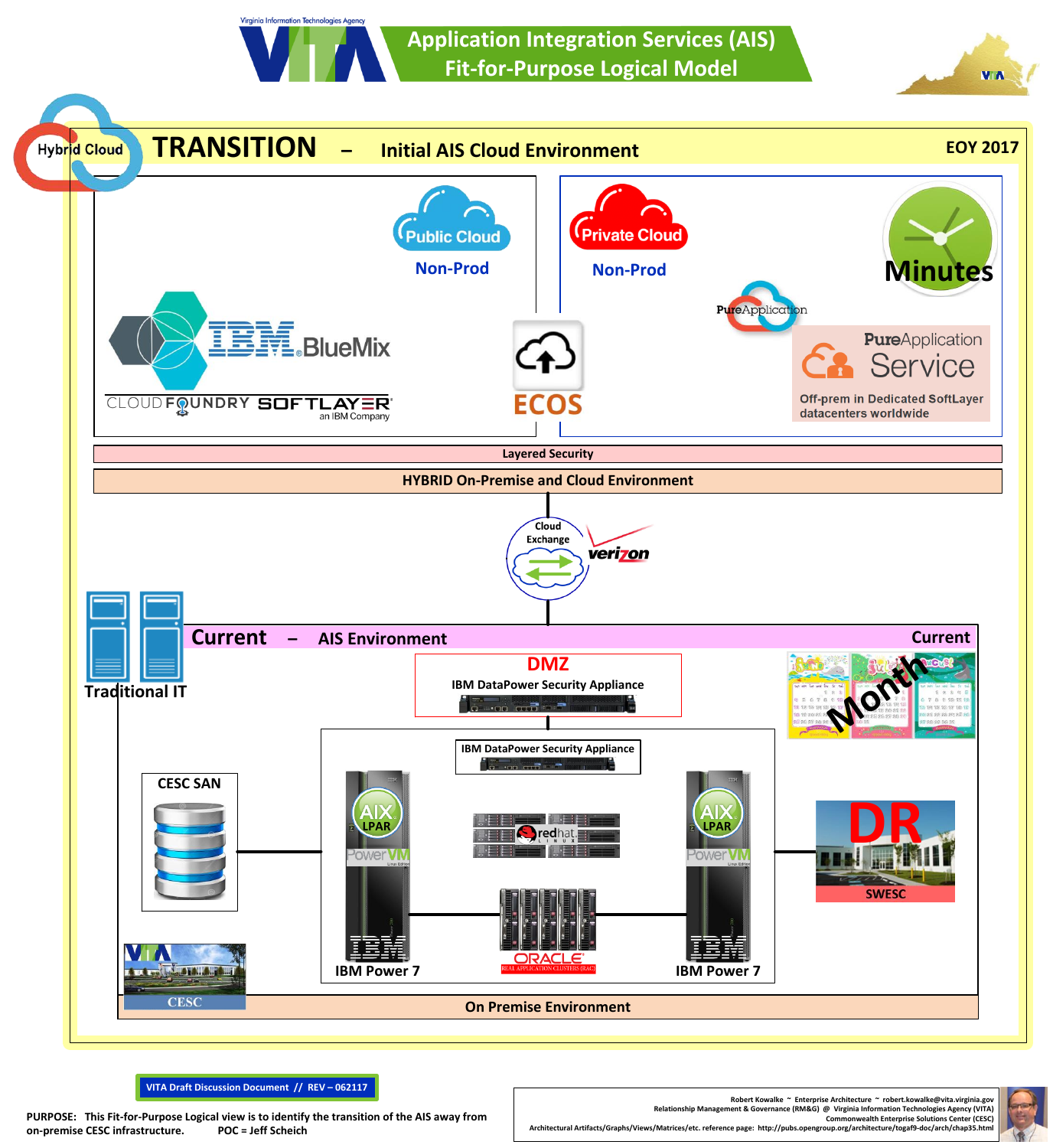# Application Integration Services (AIS) Fit-for-Purpose Logical Model

Virginia Information Technologies Agency

## TRANSITION – Initial AIS Cloud Environment

EOY 2017

Hybrid Cloud

**Public Cloud**
Non-Prod

IBM BlueMix
CLOUD FOUNDRY
SOFTLAYER an IBM Company

ECOS

**Private Cloud**
Non-Prod

Minutes

PureApplication

PureApplication Service
Off-prem in Dedicated SoftLayer datacenters worldwide

Layered Security

HYBRID On-Premise and Cloud Environment

Cloud Exchange
verizon

## Current – AIS Environment

Current

Traditional IT

Month

**DMZ**
IBM DataPower Security Appliance

IBM DataPower Security Appliance

CESC SAN

AIX LPAR
PowerVM
IBM Power 7

redhat LINUX

ORACLE REAL APPLICATION CLUSTERS (RAC)

AIX LPAR
PowerVM
IBM Power 7

DR
SWESC

CESC

On Premise Environment

VITA Draft Discussion Document // REV – 062117

PURPOSE: This Fit-for-Purpose Logical view is to identify the transition of the AIS away from on-premise CESC infrastructure. POC = Jeff Scheich

Robert Kowalke ~ Enterprise Architecture ~ robert.kowalke@vita.virginia.gov
Relationship Management & Governance (RM&G) @ Virginia Information Technologies Agency (VITA)
Commonwealth Enterprise Solutions Center (CESC)
Architectural Artifacts/Graphs/Views/Matrices/etc. reference page: http://pubs.opengroup.org/architecture/togaf9-doc/arch/chap35.html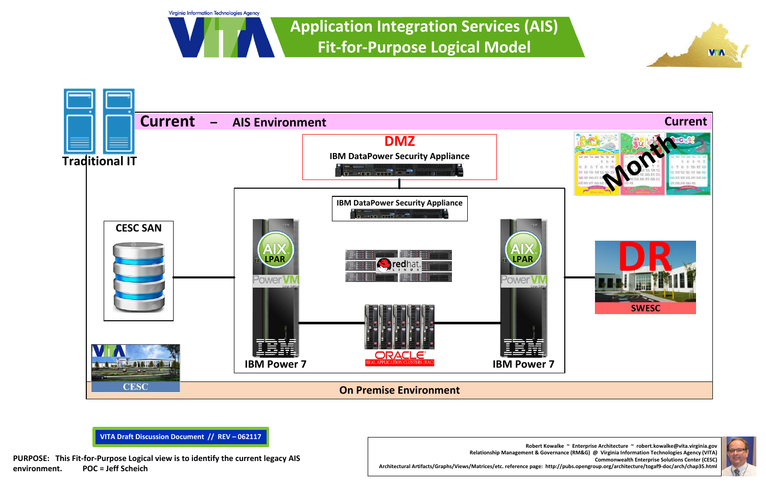Virginia Information Technologies Agency

# Application Integration Services (AIS) Fit-for-Purpose Logical Model

Traditional IT

**Current – AIS Environment**

Current

Month

DMZ

IBM DataPower Security Appliance

IBM DataPower Security Appliance

CESC SAN

AIX LPAR

PowerVM

IBM Power 7

redhat LINUX

ORACLE REAL APPLICATION CLUSTERS (RAC)

AIX LPAR

PowerVM

IBM Power 7

DR

SWESC

CESC

On Premise Environment

VITA Draft Discussion Document // REV – 062117

**PURPOSE:** This Fit-for-Purpose Logical view is to identify the current legacy AIS environment. POC = Jeff Scheich

Robert Kowalke ~ Enterprise Architecture ~ robert.kowalke@vita.virginia.gov
Relationship Management & Governance (RM&G) @ Virginia Information Technologies Agency (VITA)
Commonwealth Enterprise Solutions Center (CESC)
Architectural Artifacts/Graphs/Views/Matrices/etc. reference page: http://pubs.opengroup.org/architecture/togaf9-doc/arch/chap35.html